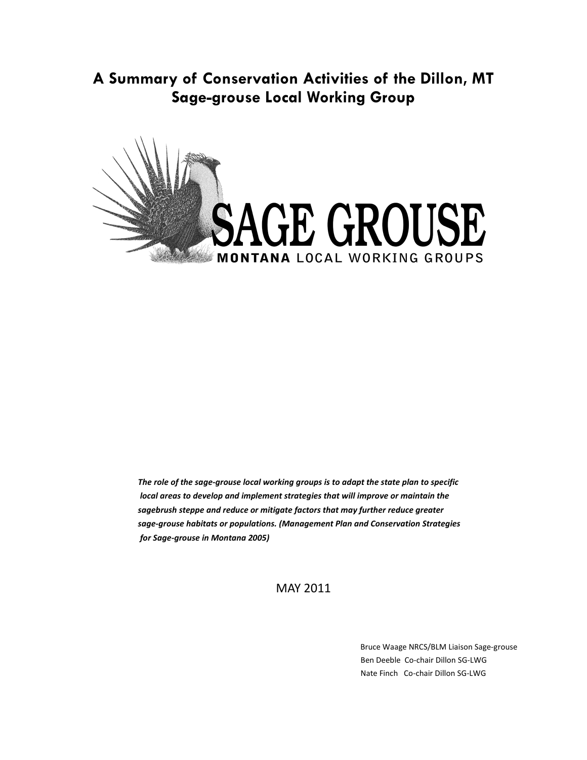# A Summary of Conservation Activities of the Dillon, MT Sage-grouse Local Working Group

SAGE GROUSE
MONTANA LOCAL WORKING GROUPS

***The role of the sage-grouse local working groups is to adapt the state plan to specific local areas to develop and implement strategies that will improve or maintain the sagebrush steppe and reduce or mitigate factors that may further reduce greater sage-grouse habitats or populations. (Management Plan and Conservation Strategies for Sage-grouse in Montana 2005)***

MAY 2011

Bruce Waage NRCS/BLM Liaison Sage-grouse
Ben Deeble Co-chair Dillon SG-LWG
Nate Finch Co-chair Dillon SG-LWG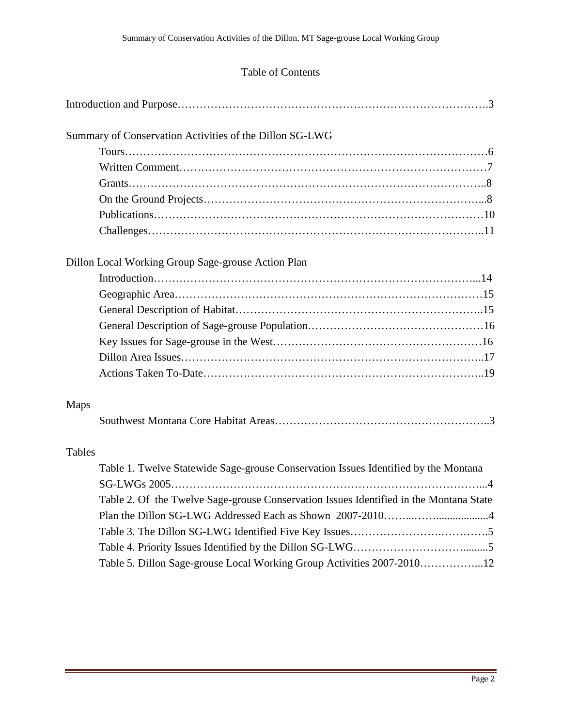# Table of Contents

Introduction and Purpose……………………………………………………………………….3

Summary of Conservation Activities of the Dillon SG-LWG

- Tours……………………………………………………………………………………6
- Written Comment………………………………………………………………………7
- Grants…………………………………………………………………………………..8
- On the Ground Projects………………………………………………………………...8
- Publications……………………………………………………………………………10
- Challenges……………………………………………………………………………..11

Dillon Local Working Group Sage-grouse Action Plan

- Introduction…………………………………………………………………………...14
- Geographic Area………………………………………………………………………15
- General Description of Habitat………………………………………………………..15
- General Description of Sage-grouse Population………………………………………16
- Key Issues for Sage-grouse in the West………………………………………………16
- Dillon Area Issues……………………………………………………………………..17
- Actions Taken To-Date………………………………………………………………..19

Maps

- Southwest Montana Core Habitat Areas………………………………………………..3

Tables

- Table 1. Twelve Statewide Sage-grouse Conservation Issues Identified by the Montana SG-LWGs 2005…………………………………………………………………………...4
- Table 2. Of the Twelve Sage-grouse Conservation Issues Identified in the Montana State Plan the Dillon SG-LWG Addressed Each as Shown 2007-2010……...……..................4
- Table 3. The Dillon SG-LWG Identified Five Key Issues………………………….………….5
- Table 4. Priority Issues Identified by the Dillon SG-LWG…………………………….........5
- Table 5. Dillon Sage-grouse Local Working Group Activities 2007-2010……………...12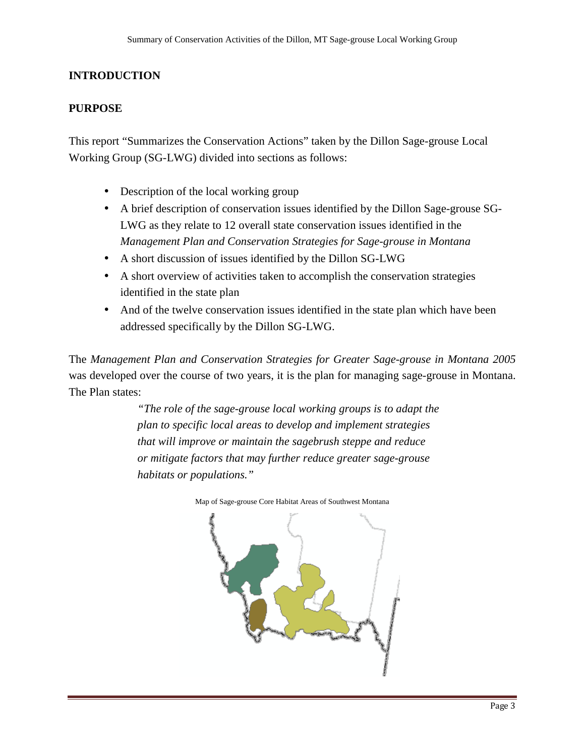# INTRODUCTION

## PURPOSE

This report "Summarizes the Conservation Actions" taken by the Dillon Sage-grouse Local Working Group (SG-LWG) divided into sections as follows:

- Description of the local working group
- A brief description of conservation issues identified by the Dillon Sage-grouse SG-LWG as they relate to 12 overall state conservation issues identified in the *Management Plan and Conservation Strategies for Sage-grouse in Montana*
- A short discussion of issues identified by the Dillon SG-LWG
- A short overview of activities taken to accomplish the conservation strategies identified in the state plan
- And of the twelve conservation issues identified in the state plan which have been addressed specifically by the Dillon SG-LWG.

The *Management Plan and Conservation Strategies for Greater Sage-grouse in Montana 2005* was developed over the course of two years, it is the plan for managing sage-grouse in Montana. The Plan states:

> *"The role of the sage-grouse local working groups is to adapt the plan to specific local areas to develop and implement strategies that will improve or maintain the sagebrush steppe and reduce or mitigate factors that may further reduce greater sage-grouse habitats or populations."*

Map of Sage-grouse Core Habitat Areas of Southwest Montana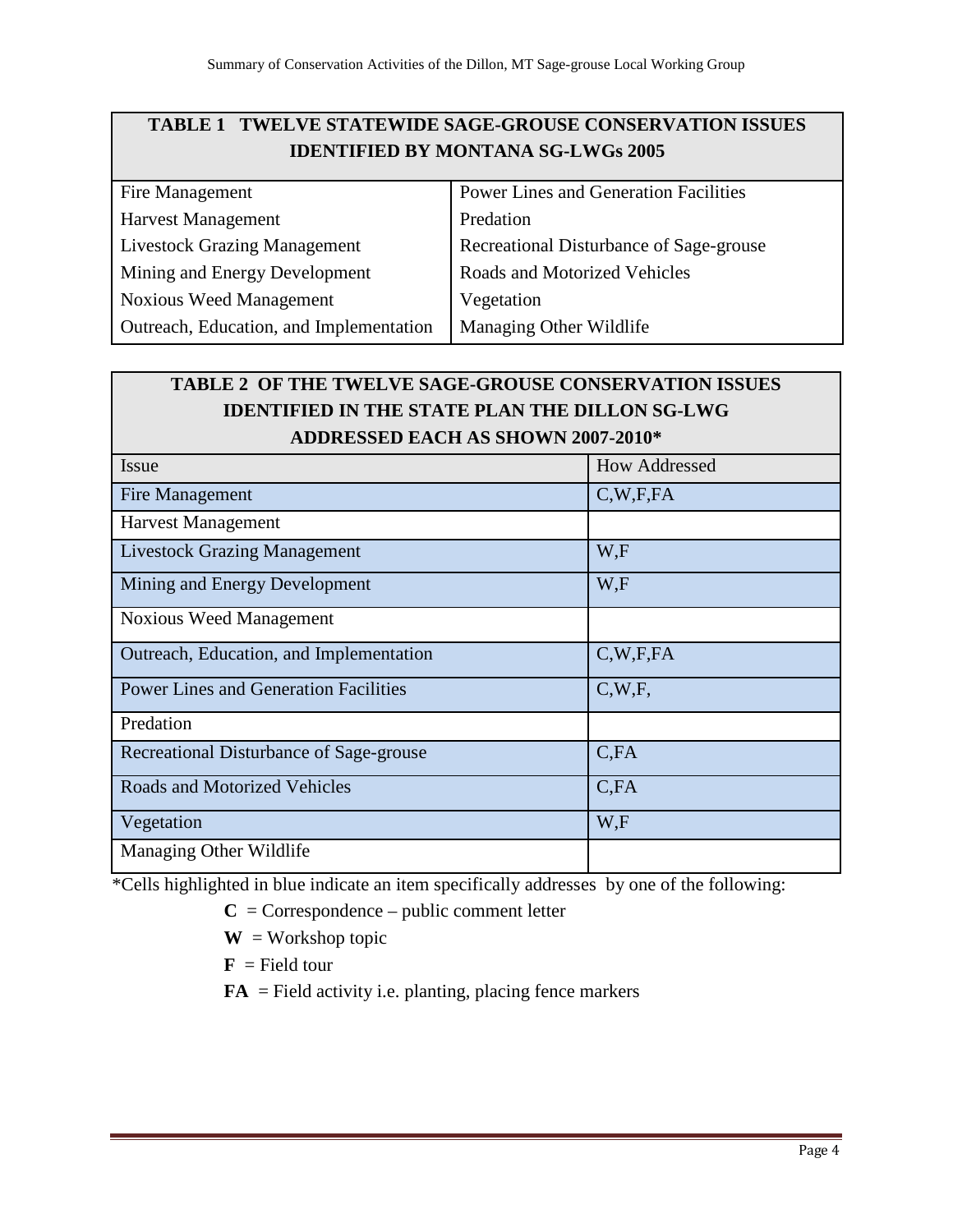| TABLE 1 TWELVE STATEWIDE SAGE-GROUSE CONSERVATION ISSUES IDENTIFIED BY MONTANA SG-LWGs 2005 | |
|---|---|
| Fire Management | Power Lines and Generation Facilities |
| Harvest Management | Predation |
| Livestock Grazing Management | Recreational Disturbance of Sage-grouse |
| Mining and Energy Development | Roads and Motorized Vehicles |
| Noxious Weed Management | Vegetation |
| Outreach, Education, and Implementation | Managing Other Wildlife |

| TABLE 2 OF THE TWELVE SAGE-GROUSE CONSERVATION ISSUES IDENTIFIED IN THE STATE PLAN THE DILLON SG-LWG ADDRESSED EACH AS SHOWN 2007-2010* | |
|---|---|
| Issue | How Addressed |
| Fire Management | C,W,F,FA |
| Harvest Management | |
| Livestock Grazing Management | W,F |
| Mining and Energy Development | W,F |
| Noxious Weed Management | |
| Outreach, Education, and Implementation | C,W,F,FA |
| Power Lines and Generation Facilities | C,W,F, |
| Predation | |
| Recreational Disturbance of Sage-grouse | C,FA |
| Roads and Motorized Vehicles | C,FA |
| Vegetation | W,F |
| Managing Other Wildlife | |

*Cells highlighted in blue indicate an item specifically addresses by one of the following:

**C** = Correspondence – public comment letter

**W** = Workshop topic

**F** = Field tour

**FA** = Field activity i.e. planting, placing fence markers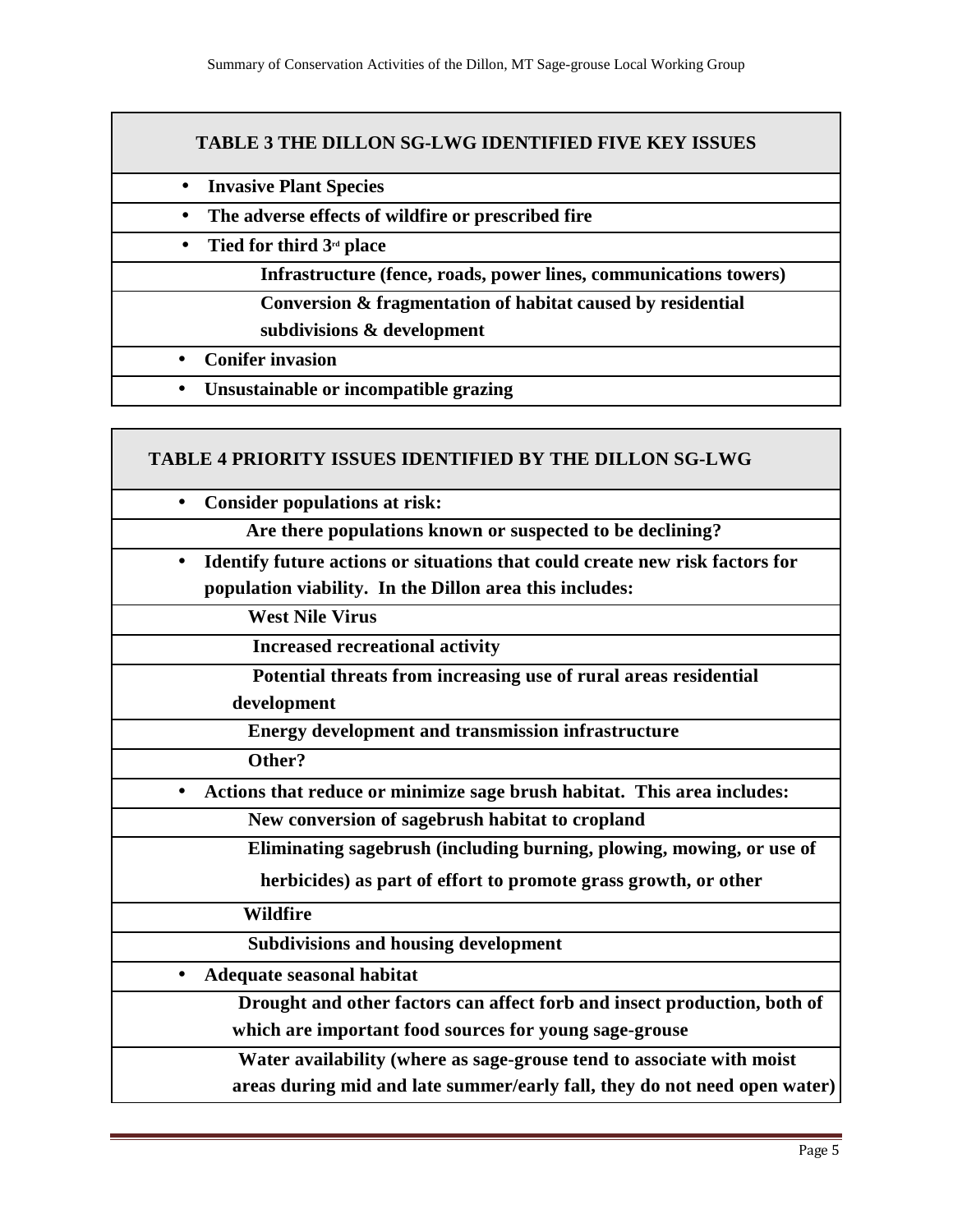| TABLE 3 THE DILLON SG-LWG IDENTIFIED FIVE KEY ISSUES |
|---|
| • **Invasive Plant Species** |
| • **The adverse effects of wildfire or prescribed fire** |
| • **Tied for third 3rd place** |
| **Infrastructure (fence, roads, power lines, communications towers)** |
| **Conversion & fragmentation of habitat caused by residential subdivisions & development** |
| • **Conifer invasion** |
| • **Unsustainable or incompatible grazing** |

| TABLE 4 PRIORITY ISSUES IDENTIFIED BY THE DILLON SG-LWG |
|---|
| • **Consider populations at risk:** |
| **Are there populations known or suspected to be declining?** |
| • **Identify future actions or situations that could create new risk factors for population viability. In the Dillon area this includes:** |
| **West Nile Virus** |
| **Increased recreational activity** |
| **Potential threats from increasing use of rural areas residential development** |
| **Energy development and transmission infrastructure** |
| **Other?** |
| • **Actions that reduce or minimize sage brush habitat. This area includes:** |
| **New conversion of sagebrush habitat to cropland** |
| **Eliminating sagebrush (including burning, plowing, mowing, or use of herbicides) as part of effort to promote grass growth, or other** |
| **Wildfire** |
| **Subdivisions and housing development** |
| • **Adequate seasonal habitat** |
| **Drought and other factors can affect forb and insect production, both of which are important food sources for young sage-grouse** |
| **Water availability (where as sage-grouse tend to associate with moist areas during mid and late summer/early fall, they do not need open water)** |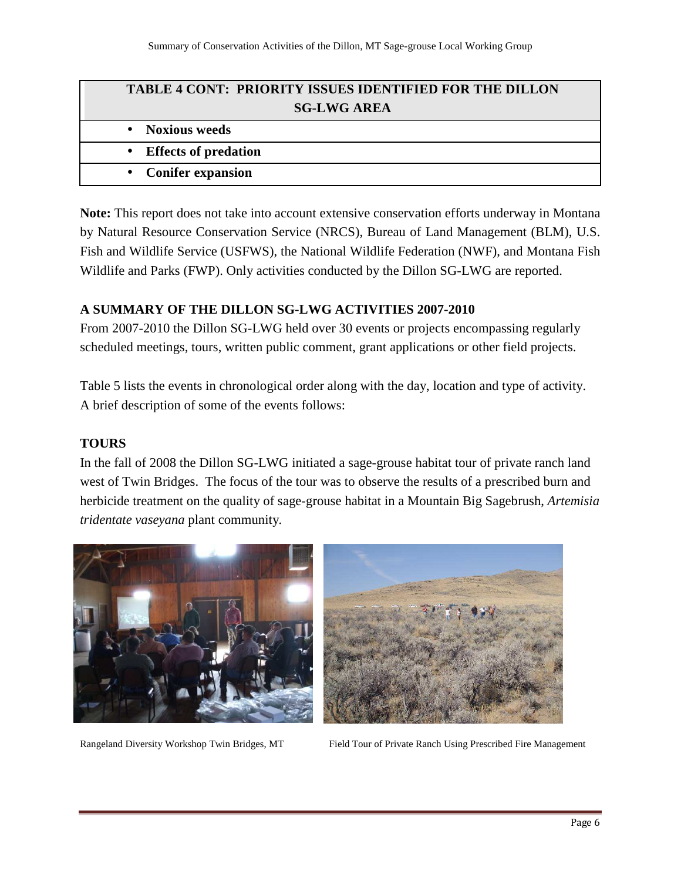| TABLE 4 CONT: PRIORITY ISSUES IDENTIFIED FOR THE DILLON SG-LWG AREA |
|---|
| • **Noxious weeds** |
| • **Effects of predation** |
| • **Conifer expansion** |

**Note:** This report does not take into account extensive conservation efforts underway in Montana by Natural Resource Conservation Service (NRCS), Bureau of Land Management (BLM), U.S. Fish and Wildlife Service (USFWS), the National Wildlife Federation (NWF), and Montana Fish Wildlife and Parks (FWP). Only activities conducted by the Dillon SG-LWG are reported.

## A SUMMARY OF THE DILLON SG-LWG ACTIVITIES 2007-2010

From 2007-2010 the Dillon SG-LWG held over 30 events or projects encompassing regularly scheduled meetings, tours, written public comment, grant applications or other field projects.

Table 5 lists the events in chronological order along with the day, location and type of activity. A brief description of some of the events follows:

## TOURS

In the fall of 2008 the Dillon SG-LWG initiated a sage-grouse habitat tour of private ranch land west of Twin Bridges. The focus of the tour was to observe the results of a prescribed burn and herbicide treatment on the quality of sage-grouse habitat in a Mountain Big Sagebrush, *Artemisia tridentate vaseyana* plant community.

Rangeland Diversity Workshop Twin Bridges, MT

Field Tour of Private Ranch Using Prescribed Fire Management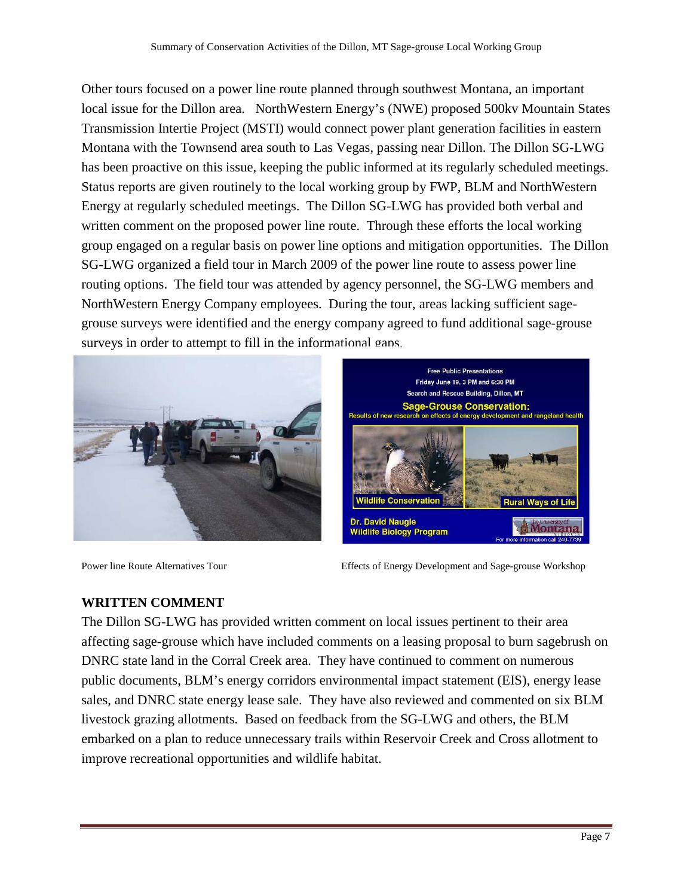Other tours focused on a power line route planned through southwest Montana, an important local issue for the Dillon area. NorthWestern Energy's (NWE) proposed 500kv Mountain States Transmission Intertie Project (MSTI) would connect power plant generation facilities in eastern Montana with the Townsend area south to Las Vegas, passing near Dillon. The Dillon SG-LWG has been proactive on this issue, keeping the public informed at its regularly scheduled meetings. Status reports are given routinely to the local working group by FWP, BLM and NorthWestern Energy at regularly scheduled meetings. The Dillon SG-LWG has provided both verbal and written comment on the proposed power line route. Through these efforts the local working group engaged on a regular basis on power line options and mitigation opportunities. The Dillon SG-LWG organized a field tour in March 2009 of the power line route to assess power line routing options. The field tour was attended by agency personnel, the SG-LWG members and NorthWestern Energy Company employees. During the tour, areas lacking sufficient sage-grouse surveys were identified and the energy company agreed to fund additional sage-grouse surveys in order to attempt to fill in the informational gaps.

Power line Route Alternatives Tour

Effects of Energy Development and Sage-grouse Workshop

## WRITTEN COMMENT

The Dillon SG-LWG has provided written comment on local issues pertinent to their area affecting sage-grouse which have included comments on a leasing proposal to burn sagebrush on DNRC state land in the Corral Creek area. They have continued to comment on numerous public documents, BLM's energy corridors environmental impact statement (EIS), energy lease sales, and DNRC state energy lease sale. They have also reviewed and commented on six BLM livestock grazing allotments. Based on feedback from the SG-LWG and others, the BLM embarked on a plan to reduce unnecessary trails within Reservoir Creek and Cross allotment to improve recreational opportunities and wildlife habitat.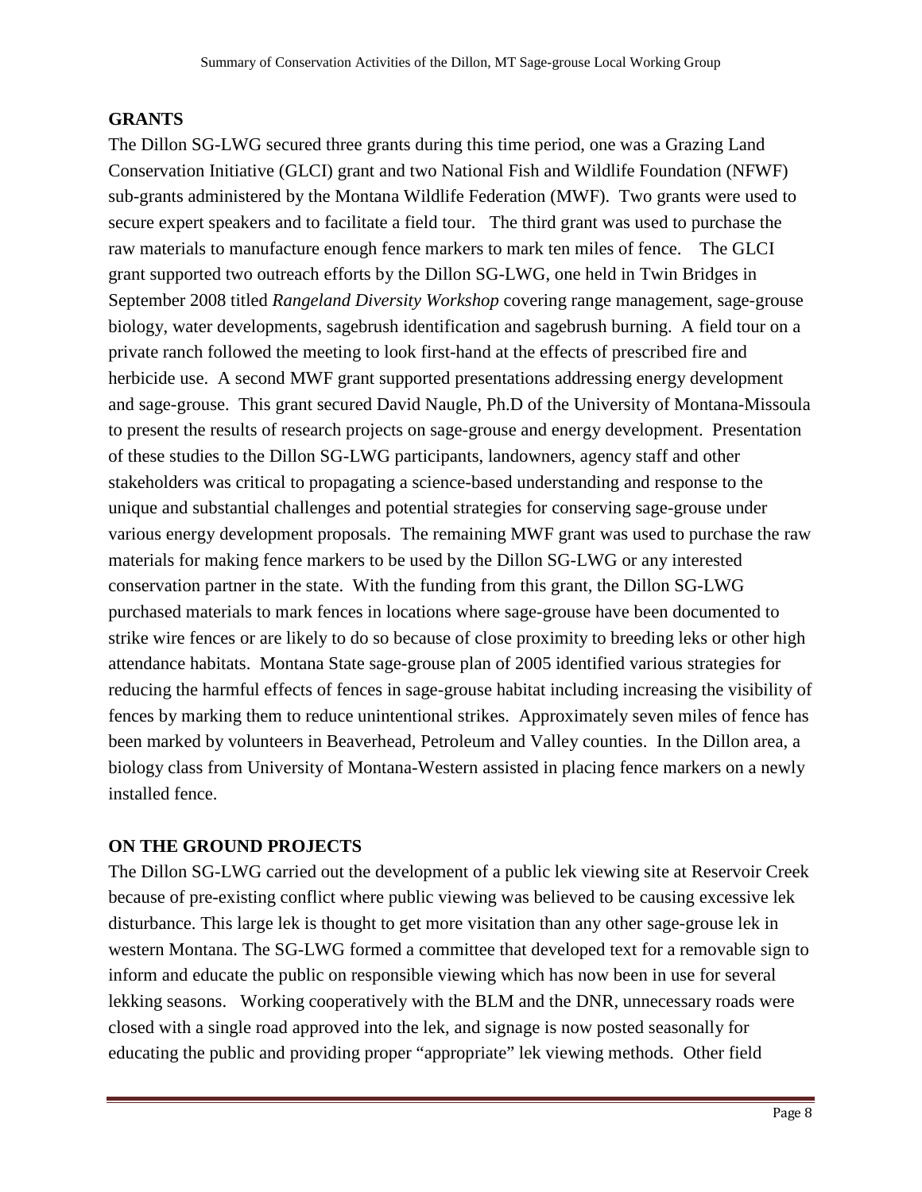## GRANTS

The Dillon SG-LWG secured three grants during this time period, one was a Grazing Land Conservation Initiative (GLCI) grant and two National Fish and Wildlife Foundation (NFWF) sub-grants administered by the Montana Wildlife Federation (MWF). Two grants were used to secure expert speakers and to facilitate a field tour. The third grant was used to purchase the raw materials to manufacture enough fence markers to mark ten miles of fence. The GLCI grant supported two outreach efforts by the Dillon SG-LWG, one held in Twin Bridges in September 2008 titled *Rangeland Diversity Workshop* covering range management, sage-grouse biology, water developments, sagebrush identification and sagebrush burning. A field tour on a private ranch followed the meeting to look first-hand at the effects of prescribed fire and herbicide use. A second MWF grant supported presentations addressing energy development and sage-grouse. This grant secured David Naugle, Ph.D of the University of Montana-Missoula to present the results of research projects on sage-grouse and energy development. Presentation of these studies to the Dillon SG-LWG participants, landowners, agency staff and other stakeholders was critical to propagating a science-based understanding and response to the unique and substantial challenges and potential strategies for conserving sage-grouse under various energy development proposals. The remaining MWF grant was used to purchase the raw materials for making fence markers to be used by the Dillon SG-LWG or any interested conservation partner in the state. With the funding from this grant, the Dillon SG-LWG purchased materials to mark fences in locations where sage-grouse have been documented to strike wire fences or are likely to do so because of close proximity to breeding leks or other high attendance habitats. Montana State sage-grouse plan of 2005 identified various strategies for reducing the harmful effects of fences in sage-grouse habitat including increasing the visibility of fences by marking them to reduce unintentional strikes. Approximately seven miles of fence has been marked by volunteers in Beaverhead, Petroleum and Valley counties. In the Dillon area, a biology class from University of Montana-Western assisted in placing fence markers on a newly installed fence.

## ON THE GROUND PROJECTS

The Dillon SG-LWG carried out the development of a public lek viewing site at Reservoir Creek because of pre-existing conflict where public viewing was believed to be causing excessive lek disturbance. This large lek is thought to get more visitation than any other sage-grouse lek in western Montana. The SG-LWG formed a committee that developed text for a removable sign to inform and educate the public on responsible viewing which has now been in use for several lekking seasons. Working cooperatively with the BLM and the DNR, unnecessary roads were closed with a single road approved into the lek, and signage is now posted seasonally for educating the public and providing proper "appropriate" lek viewing methods. Other field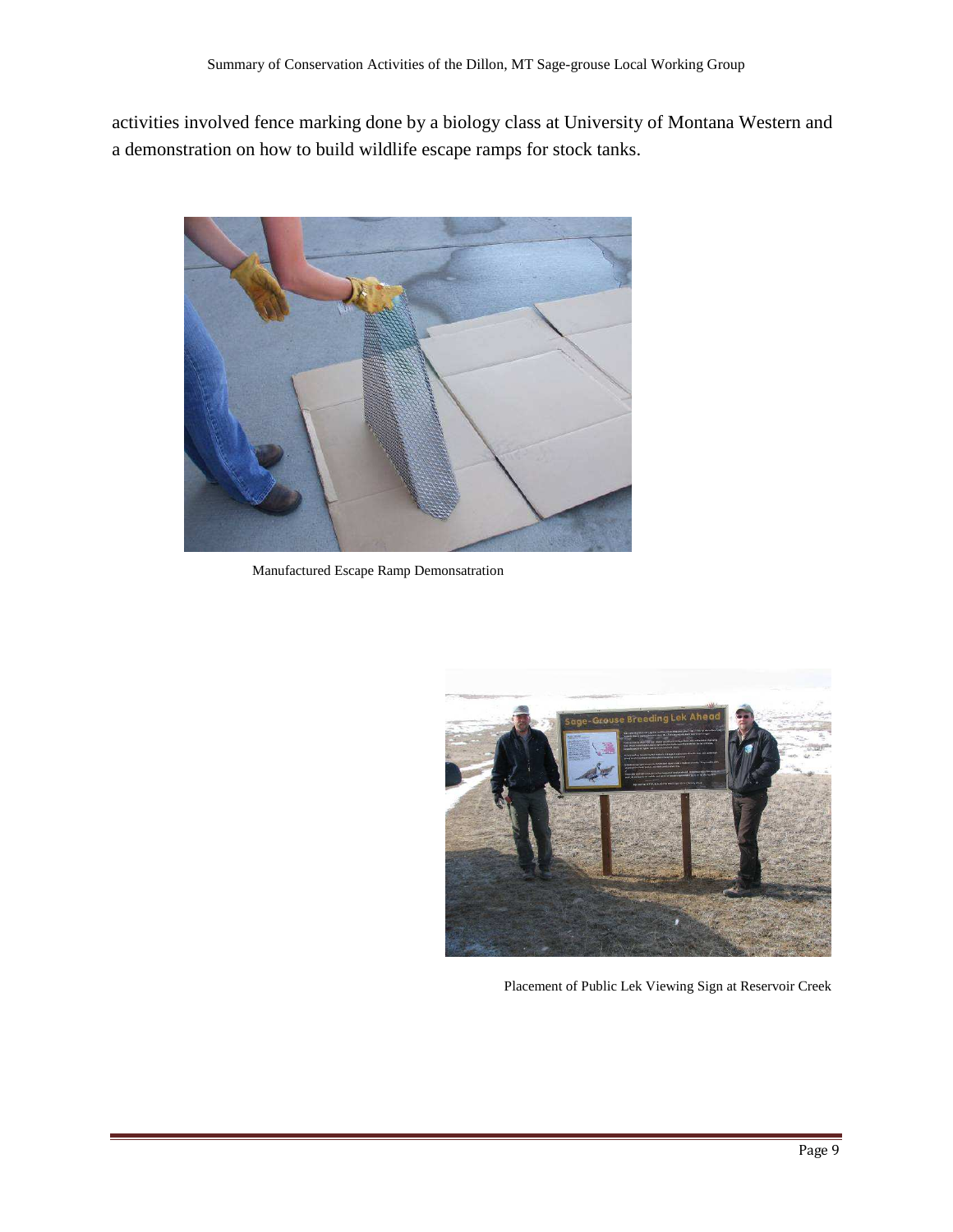activities involved fence marking done by a biology class at University of Montana Western and a demonstration on how to build wildlife escape ramps for stock tanks.

Manufactured Escape Ramp Demonsatration

Placement of Public Lek Viewing Sign at Reservoir Creek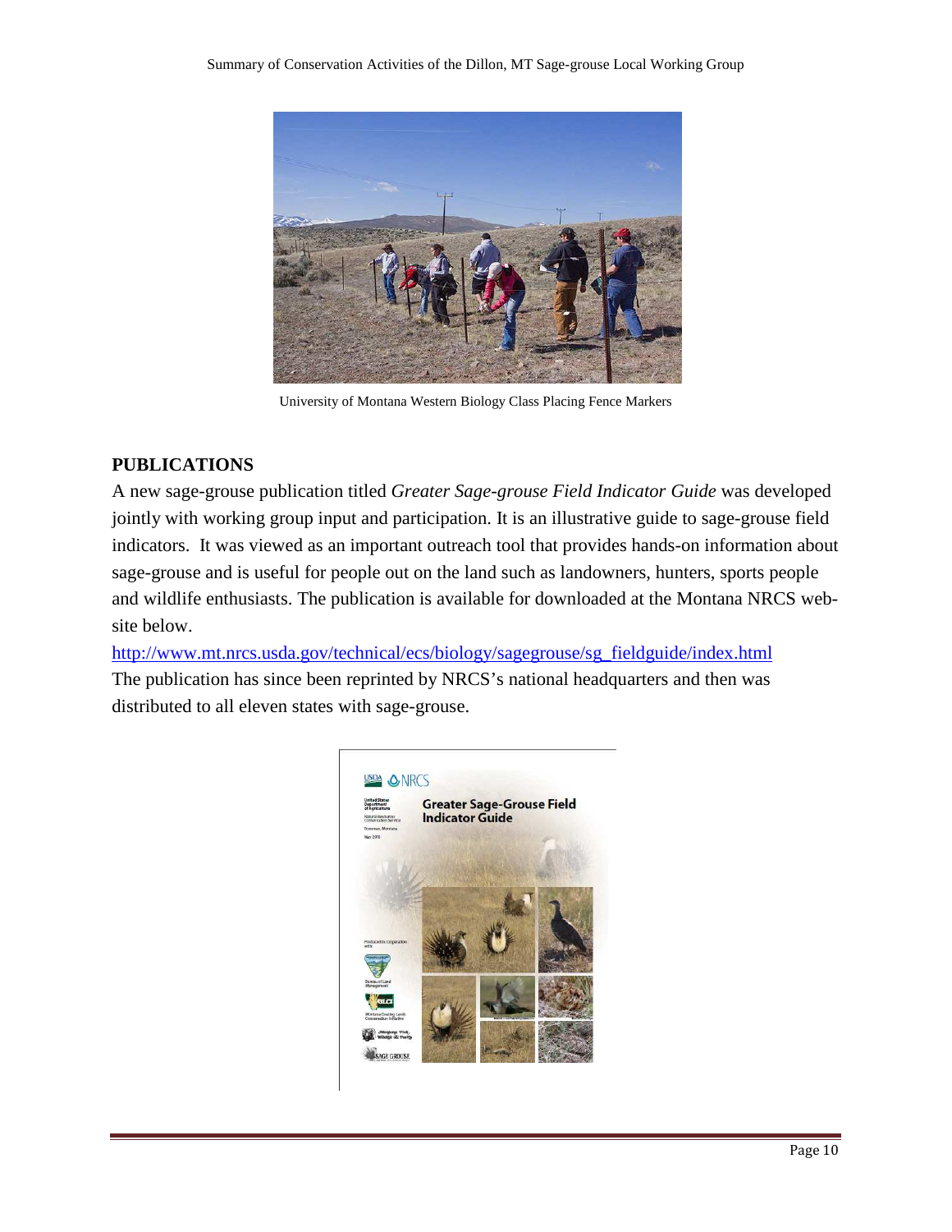University of Montana Western Biology Class Placing Fence Markers

## PUBLICATIONS

A new sage-grouse publication titled *Greater Sage-grouse Field Indicator Guide* was developed jointly with working group input and participation. It is an illustrative guide to sage-grouse field indicators. It was viewed as an important outreach tool that provides hands-on information about sage-grouse and is useful for people out on the land such as landowners, hunters, sports people and wildlife enthusiasts. The publication is available for downloaded at the Montana NRCS web-site below.

http://www.mt.nrcs.usda.gov/technical/ecs/biology/sagegrouse/sg_fieldguide/index.html

The publication has since been reprinted by NRCS's national headquarters and then was distributed to all eleven states with sage-grouse.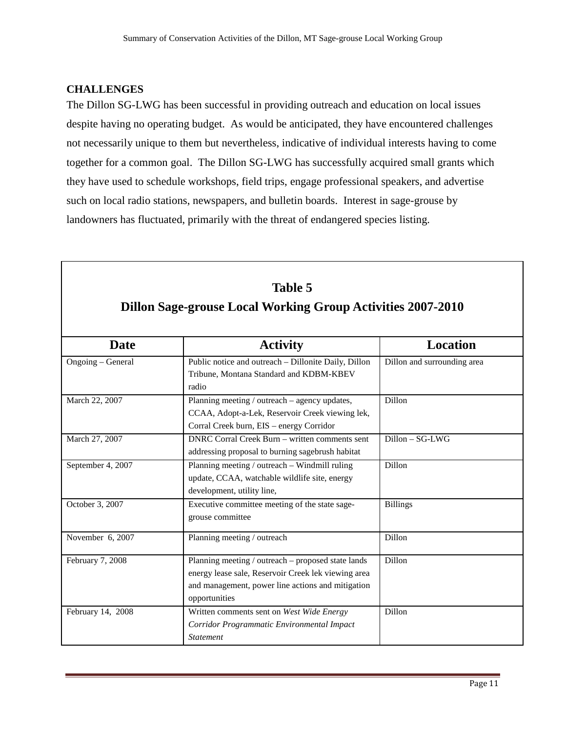## CHALLENGES

The Dillon SG-LWG has been successful in providing outreach and education on local issues despite having no operating budget. As would be anticipated, they have encountered challenges not necessarily unique to them but nevertheless, indicative of individual interests having to come together for a common goal. The Dillon SG-LWG has successfully acquired small grants which they have used to schedule workshops, field trips, engage professional speakers, and advertise such on local radio stations, newspapers, and bulletin boards. Interest in sage-grouse by landowners has fluctuated, primarily with the threat of endangered species listing.

**Table 5**

**Dillon Sage-grouse Local Working Group Activities 2007-2010**

| Date | Activity | Location |
| --- | --- | --- |
| Ongoing – General | Public notice and outreach – Dillonite Daily, Dillon Tribune, Montana Standard and KDBM-KBEV radio | Dillon and surrounding area |
| March 22, 2007 | Planning meeting / outreach – agency updates, CCAA, Adopt-a-Lek, Reservoir Creek viewing lek, Corral Creek burn, EIS – energy Corridor | Dillon |
| March 27, 2007 | DNRC Corral Creek Burn – written comments sent addressing proposal to burning sagebrush habitat | Dillon – SG-LWG |
| September 4, 2007 | Planning meeting / outreach – Windmill ruling update, CCAA, watchable wildlife site, energy development, utility line, | Dillon |
| October 3, 2007 | Executive committee meeting of the state sage-grouse committee | Billings |
| November 6, 2007 | Planning meeting / outreach | Dillon |
| February 7, 2008 | Planning meeting / outreach – proposed state lands energy lease sale, Reservoir Creek lek viewing area and management, power line actions and mitigation opportunities | Dillon |
| February 14, 2008 | Written comments sent on *West Wide Energy Corridor Programmatic Environmental Impact Statement* | Dillon |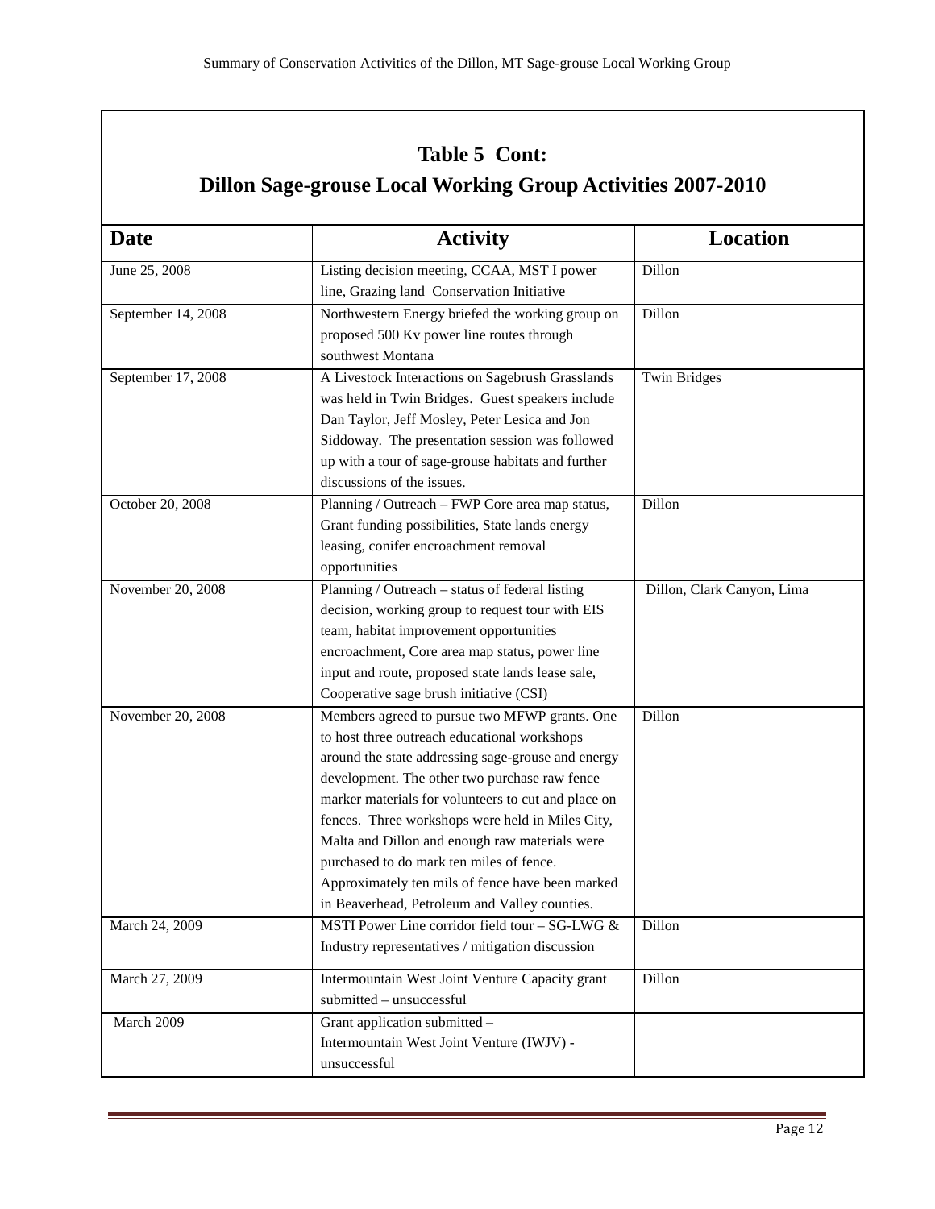## Table 5 Cont:
## Dillon Sage-grouse Local Working Group Activities 2007-2010

| Date | Activity | Location |
|---|---|---|
| June 25, 2008 | Listing decision meeting, CCAA, MST I power line, Grazing land Conservation Initiative | Dillon |
| September 14, 2008 | Northwestern Energy briefed the working group on proposed 500 Kv power line routes through southwest Montana | Dillon |
| September 17, 2008 | A Livestock Interactions on Sagebrush Grasslands was held in Twin Bridges. Guest speakers include Dan Taylor, Jeff Mosley, Peter Lesica and Jon Siddoway. The presentation session was followed up with a tour of sage-grouse habitats and further discussions of the issues. | Twin Bridges |
| October 20, 2008 | Planning / Outreach – FWP Core area map status, Grant funding possibilities, State lands energy leasing, conifer encroachment removal opportunities | Dillon |
| November 20, 2008 | Planning / Outreach – status of federal listing decision, working group to request tour with EIS team, habitat improvement opportunities encroachment, Core area map status, power line input and route, proposed state lands lease sale, Cooperative sage brush initiative (CSI) | Dillon, Clark Canyon, Lima |
| November 20, 2008 | Members agreed to pursue two MFWP grants. One to host three outreach educational workshops around the state addressing sage-grouse and energy development. The other two purchase raw fence marker materials for volunteers to cut and place on fences. Three workshops were held in Miles City, Malta and Dillon and enough raw materials were purchased to do mark ten miles of fence. Approximately ten mils of fence have been marked in Beaverhead, Petroleum and Valley counties. | Dillon |
| March 24, 2009 | MSTI Power Line corridor field tour – SG-LWG & Industry representatives / mitigation discussion | Dillon |
| March 27, 2009 | Intermountain West Joint Venture Capacity grant submitted – unsuccessful | Dillon |
| March 2009 | Grant application submitted – Intermountain West Joint Venture (IWJV) - unsuccessful | |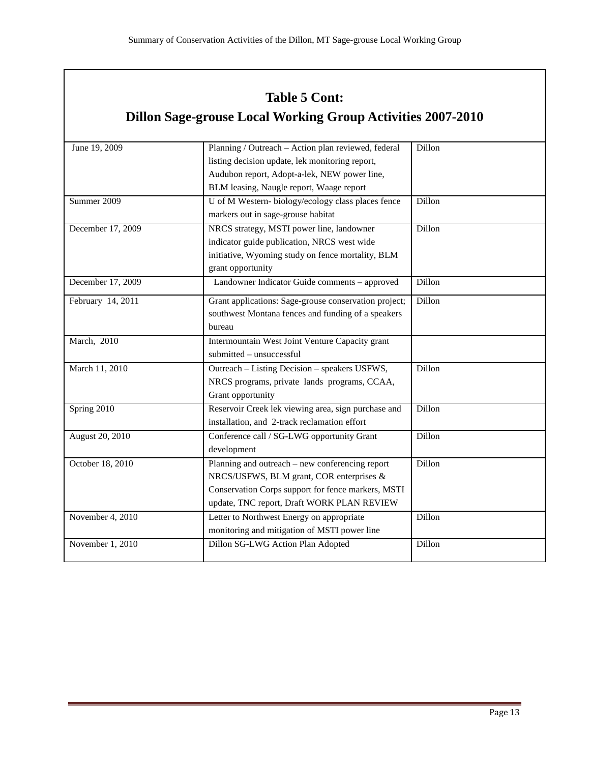## Table 5 Cont:
## Dillon Sage-grouse Local Working Group Activities 2007-2010

| | | |
|---|---|---|
| June 19, 2009 | Planning / Outreach – Action plan reviewed, federal listing decision update, lek monitoring report, Audubon report, Adopt-a-lek, NEW power line, BLM leasing, Naugle report, Waage report | Dillon |
| Summer 2009 | U of M Western- biology/ecology class places fence markers out in sage-grouse habitat | Dillon |
| December 17, 2009 | NRCS strategy, MSTI power line, landowner indicator guide publication, NRCS west wide initiative, Wyoming study on fence mortality, BLM grant opportunity | Dillon |
| December 17, 2009 | Landowner Indicator Guide comments – approved | Dillon |
| February 14, 2011 | Grant applications: Sage-grouse conservation project; southwest Montana fences and funding of a speakers bureau | Dillon |
| March, 2010 | Intermountain West Joint Venture Capacity grant submitted – unsuccessful | |
| March 11, 2010 | Outreach – Listing Decision – speakers USFWS, NRCS programs, private lands programs, CCAA, Grant opportunity | Dillon |
| Spring 2010 | Reservoir Creek lek viewing area, sign purchase and installation, and 2-track reclamation effort | Dillon |
| August 20, 2010 | Conference call / SG-LWG opportunity Grant development | Dillon |
| October 18, 2010 | Planning and outreach – new conferencing report NRCS/USFWS, BLM grant, COR enterprises & Conservation Corps support for fence markers, MSTI update, TNC report, Draft WORK PLAN REVIEW | Dillon |
| November 4, 2010 | Letter to Northwest Energy on appropriate monitoring and mitigation of MSTI power line | Dillon |
| November 1, 2010 | Dillon SG-LWG Action Plan Adopted | Dillon |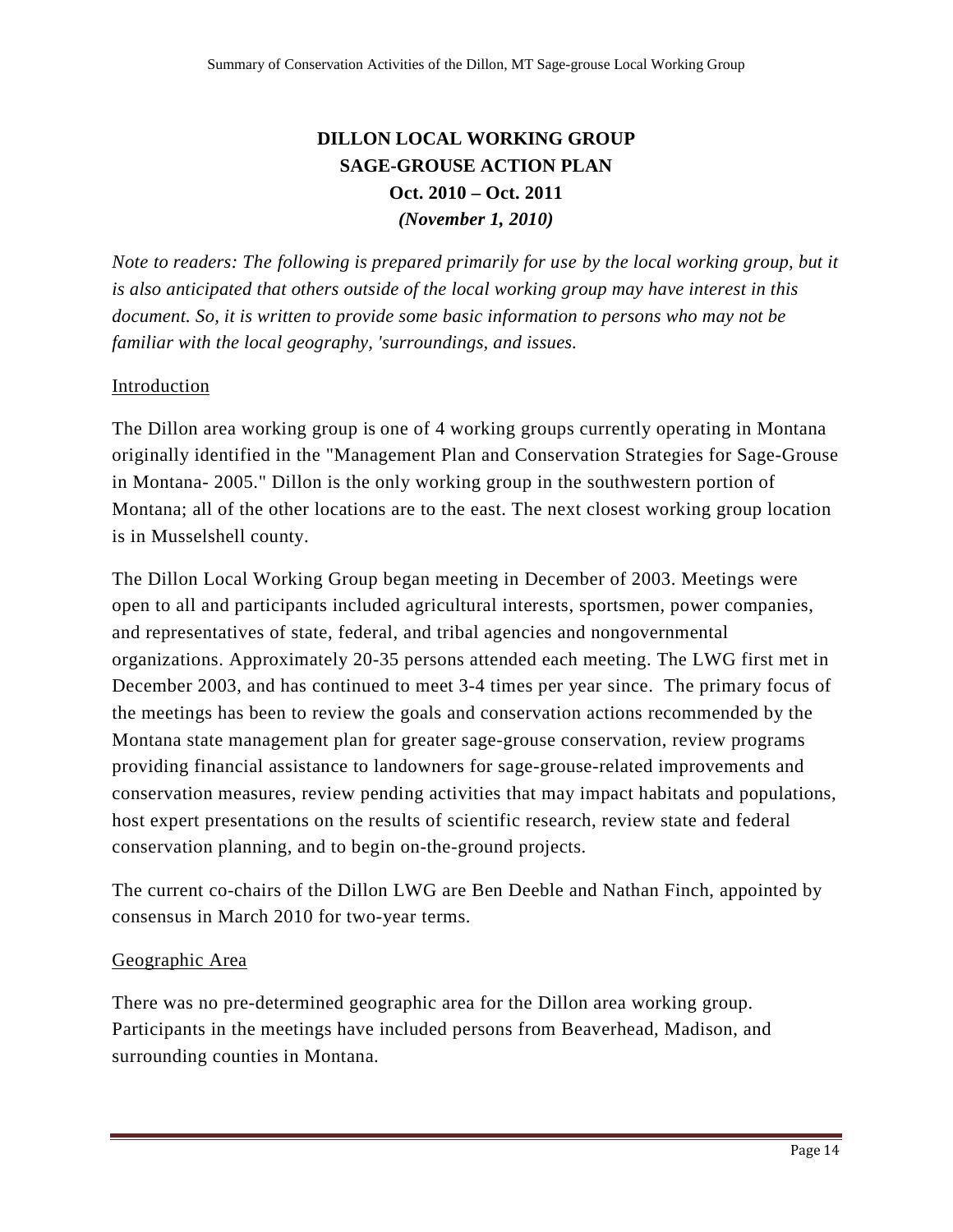# DILLON LOCAL WORKING GROUP
# SAGE-GROUSE ACTION PLAN
# Oct. 2010 – Oct. 2011
### *(November 1, 2010)*

*Note to readers: The following is prepared primarily for use by the local working group, but it is also anticipated that others outside of the local working group may have interest in this document. So, it is written to provide some basic information to persons who may not be familiar with the local geography, 'surroundings, and issues.*

## Introduction

The Dillon area working group is one of 4 working groups currently operating in Montana originally identified in the "Management Plan and Conservation Strategies for Sage-Grouse in Montana- 2005." Dillon is the only working group in the southwestern portion of Montana; all of the other locations are to the east. The next closest working group location is in Musselshell county.

The Dillon Local Working Group began meeting in December of 2003. Meetings were open to all and participants included agricultural interests, sportsmen, power companies, and representatives of state, federal, and tribal agencies and nongovernmental organizations. Approximately 20-35 persons attended each meeting. The LWG first met in December 2003, and has continued to meet 3-4 times per year since. The primary focus of the meetings has been to review the goals and conservation actions recommended by the Montana state management plan for greater sage-grouse conservation, review programs providing financial assistance to landowners for sage-grouse-related improvements and conservation measures, review pending activities that may impact habitats and populations, host expert presentations on the results of scientific research, review state and federal conservation planning, and to begin on-the-ground projects.

The current co-chairs of the Dillon LWG are Ben Deeble and Nathan Finch, appointed by consensus in March 2010 for two-year terms.

## Geographic Area

There was no pre-determined geographic area for the Dillon area working group. Participants in the meetings have included persons from Beaverhead, Madison, and surrounding counties in Montana.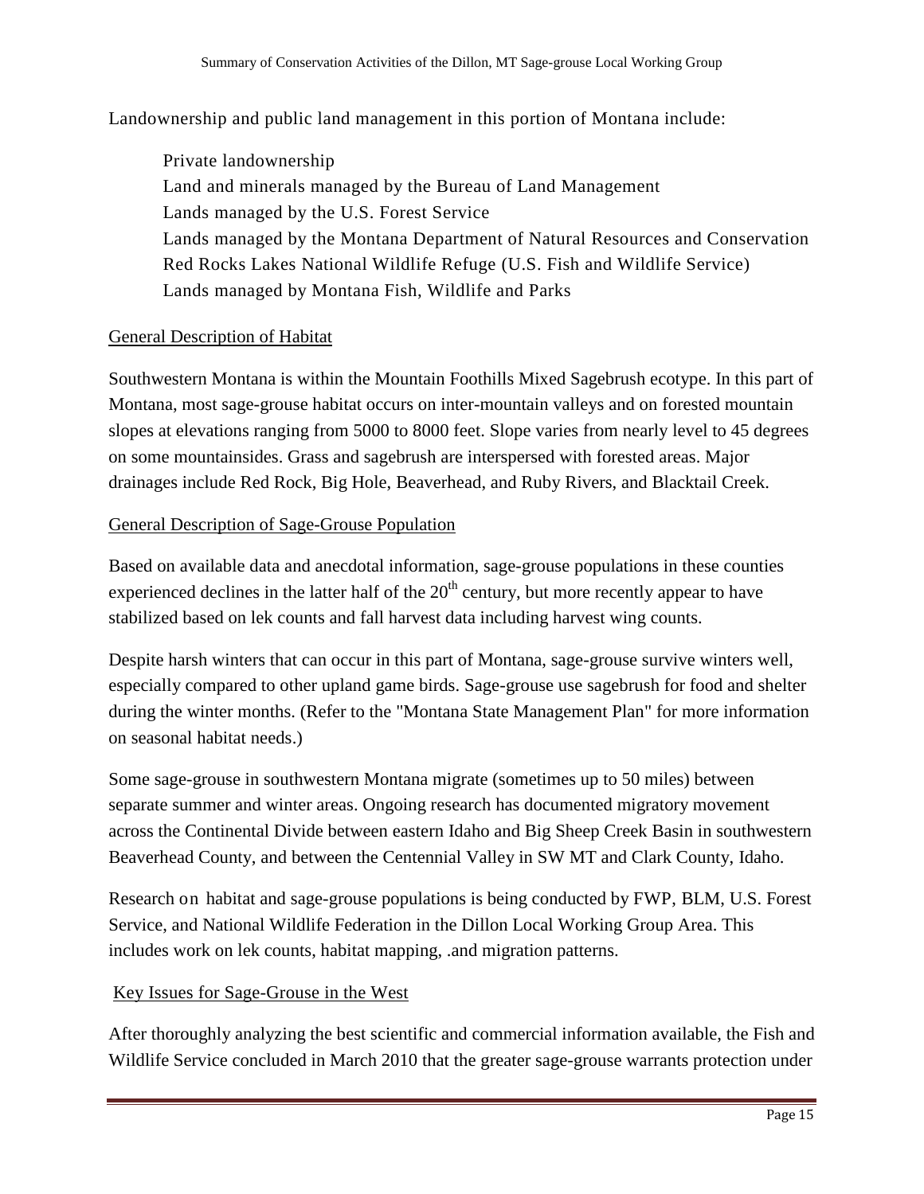Landownership and public land management in this portion of Montana include:

Private landownership
Land and minerals managed by the Bureau of Land Management
Lands managed by the U.S. Forest Service
Lands managed by the Montana Department of Natural Resources and Conservation
Red Rocks Lakes National Wildlife Refuge (U.S. Fish and Wildlife Service)
Lands managed by Montana Fish, Wildlife and Parks

## General Description of Habitat

Southwestern Montana is within the Mountain Foothills Mixed Sagebrush ecotype. In this part of Montana, most sage-grouse habitat occurs on inter-mountain valleys and on forested mountain slopes at elevations ranging from 5000 to 8000 feet. Slope varies from nearly level to 45 degrees on some mountainsides. Grass and sagebrush are interspersed with forested areas. Major drainages include Red Rock, Big Hole, Beaverhead, and Ruby Rivers, and Blacktail Creek.

## General Description of Sage-Grouse Population

Based on available data and anecdotal information, sage-grouse populations in these counties experienced declines in the latter half of the 20th century, but more recently appear to have stabilized based on lek counts and fall harvest data including harvest wing counts.

Despite harsh winters that can occur in this part of Montana, sage-grouse survive winters well, especially compared to other upland game birds. Sage-grouse use sagebrush for food and shelter during the winter months. (Refer to the "Montana State Management Plan" for more information on seasonal habitat needs.)

Some sage-grouse in southwestern Montana migrate (sometimes up to 50 miles) between separate summer and winter areas. Ongoing research has documented migratory movement across the Continental Divide between eastern Idaho and Big Sheep Creek Basin in southwestern Beaverhead County, and between the Centennial Valley in SW MT and Clark County, Idaho.

Research on habitat and sage-grouse populations is being conducted by FWP, BLM, U.S. Forest Service, and National Wildlife Federation in the Dillon Local Working Group Area. This includes work on lek counts, habitat mapping, .and migration patterns.

## Key Issues for Sage-Grouse in the West

After thoroughly analyzing the best scientific and commercial information available, the Fish and Wildlife Service concluded in March 2010 that the greater sage-grouse warrants protection under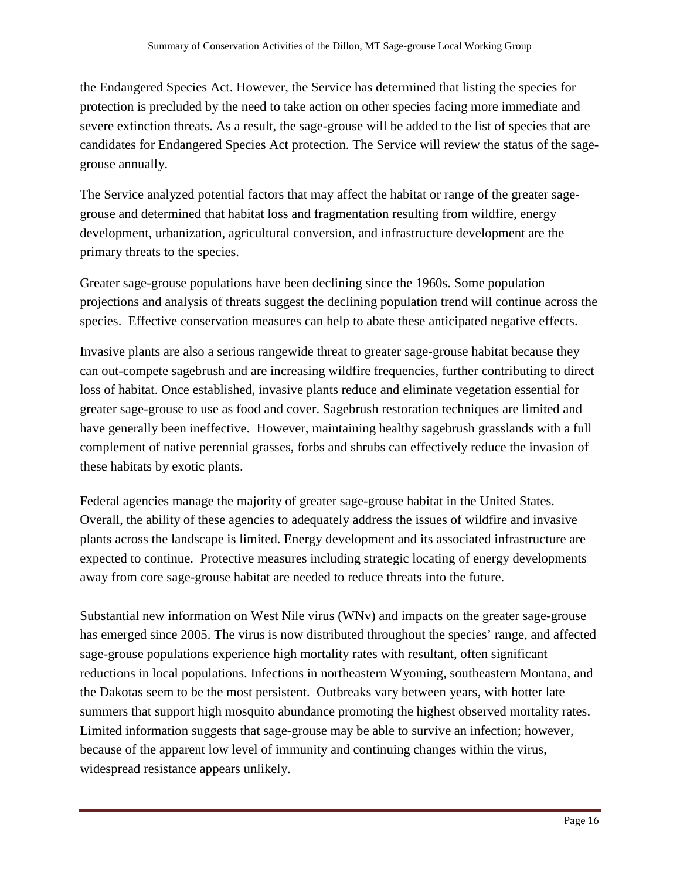the Endangered Species Act. However, the Service has determined that listing the species for protection is precluded by the need to take action on other species facing more immediate and severe extinction threats. As a result, the sage-grouse will be added to the list of species that are candidates for Endangered Species Act protection. The Service will review the status of the sage-grouse annually.

The Service analyzed potential factors that may affect the habitat or range of the greater sage-grouse and determined that habitat loss and fragmentation resulting from wildfire, energy development, urbanization, agricultural conversion, and infrastructure development are the primary threats to the species.

Greater sage-grouse populations have been declining since the 1960s. Some population projections and analysis of threats suggest the declining population trend will continue across the species. Effective conservation measures can help to abate these anticipated negative effects.

Invasive plants are also a serious rangewide threat to greater sage-grouse habitat because they can out-compete sagebrush and are increasing wildfire frequencies, further contributing to direct loss of habitat. Once established, invasive plants reduce and eliminate vegetation essential for greater sage-grouse to use as food and cover. Sagebrush restoration techniques are limited and have generally been ineffective. However, maintaining healthy sagebrush grasslands with a full complement of native perennial grasses, forbs and shrubs can effectively reduce the invasion of these habitats by exotic plants.

Federal agencies manage the majority of greater sage-grouse habitat in the United States. Overall, the ability of these agencies to adequately address the issues of wildfire and invasive plants across the landscape is limited. Energy development and its associated infrastructure are expected to continue. Protective measures including strategic locating of energy developments away from core sage-grouse habitat are needed to reduce threats into the future.

Substantial new information on West Nile virus (WNv) and impacts on the greater sage-grouse has emerged since 2005. The virus is now distributed throughout the species' range, and affected sage-grouse populations experience high mortality rates with resultant, often significant reductions in local populations. Infections in northeastern Wyoming, southeastern Montana, and the Dakotas seem to be the most persistent. Outbreaks vary between years, with hotter late summers that support high mosquito abundance promoting the highest observed mortality rates. Limited information suggests that sage-grouse may be able to survive an infection; however, because of the apparent low level of immunity and continuing changes within the virus, widespread resistance appears unlikely.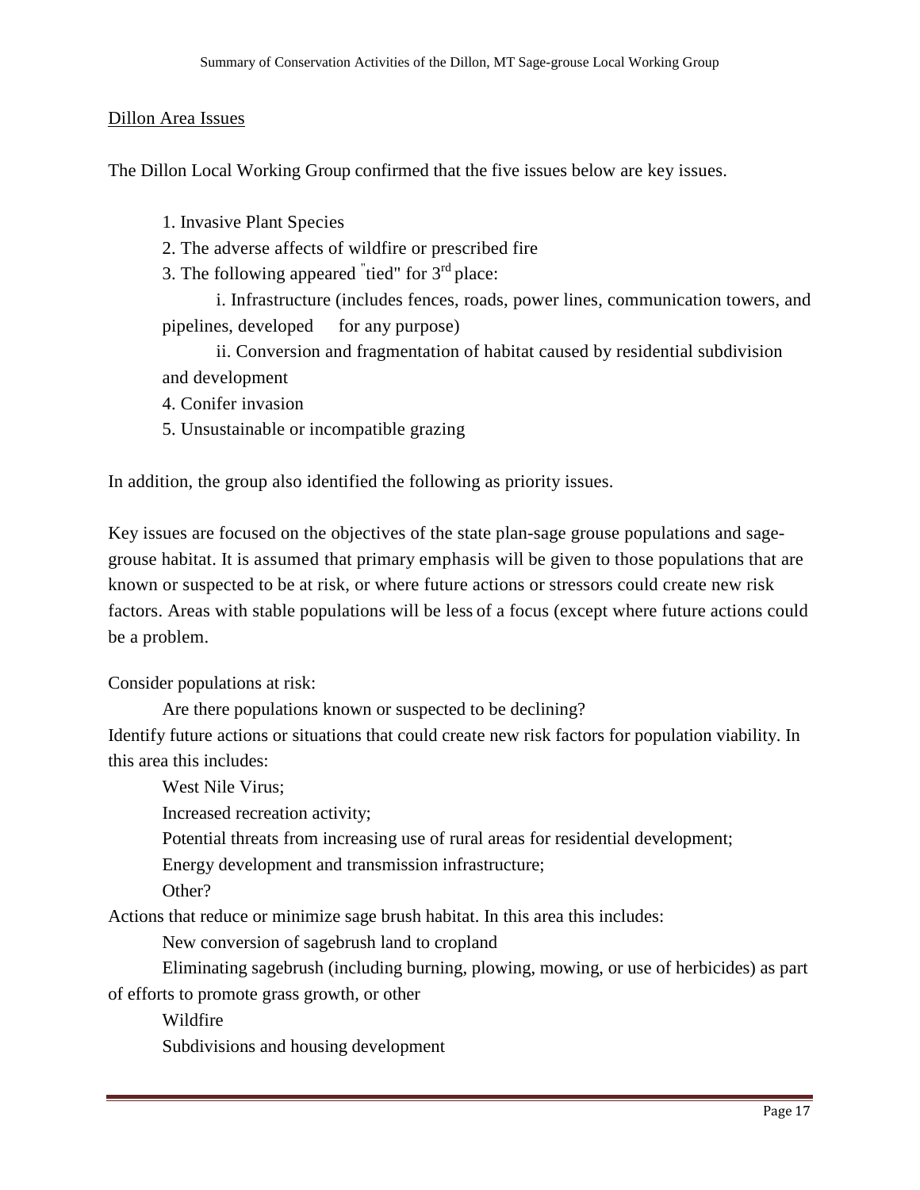Dillon Area Issues

The Dillon Local Working Group confirmed that the five issues below are key issues.

1. Invasive Plant Species
2. The adverse affects of wildfire or prescribed fire
3. The following appeared "tied" for 3rd place:
   i. Infrastructure (includes fences, roads, power lines, communication towers, and pipelines, developed for any purpose)
   ii. Conversion and fragmentation of habitat caused by residential subdivision and development
4. Conifer invasion
5. Unsustainable or incompatible grazing

In addition, the group also identified the following as priority issues.

Key issues are focused on the objectives of the state plan-sage grouse populations and sage-grouse habitat. It is assumed that primary emphasis will be given to those populations that are known or suspected to be at risk, or where future actions or stressors could create new risk factors. Areas with stable populations will be less of a focus (except where future actions could be a problem.

Consider populations at risk:

Are there populations known or suspected to be declining?

Identify future actions or situations that could create new risk factors for population viability. In this area this includes:

West Nile Virus;

Increased recreation activity;

Potential threats from increasing use of rural areas for residential development;

Energy development and transmission infrastructure;

Other?

Actions that reduce or minimize sage brush habitat. In this area this includes:

New conversion of sagebrush land to cropland

Eliminating sagebrush (including burning, plowing, mowing, or use of herbicides) as part of efforts to promote grass growth, or other

Wildfire

Subdivisions and housing development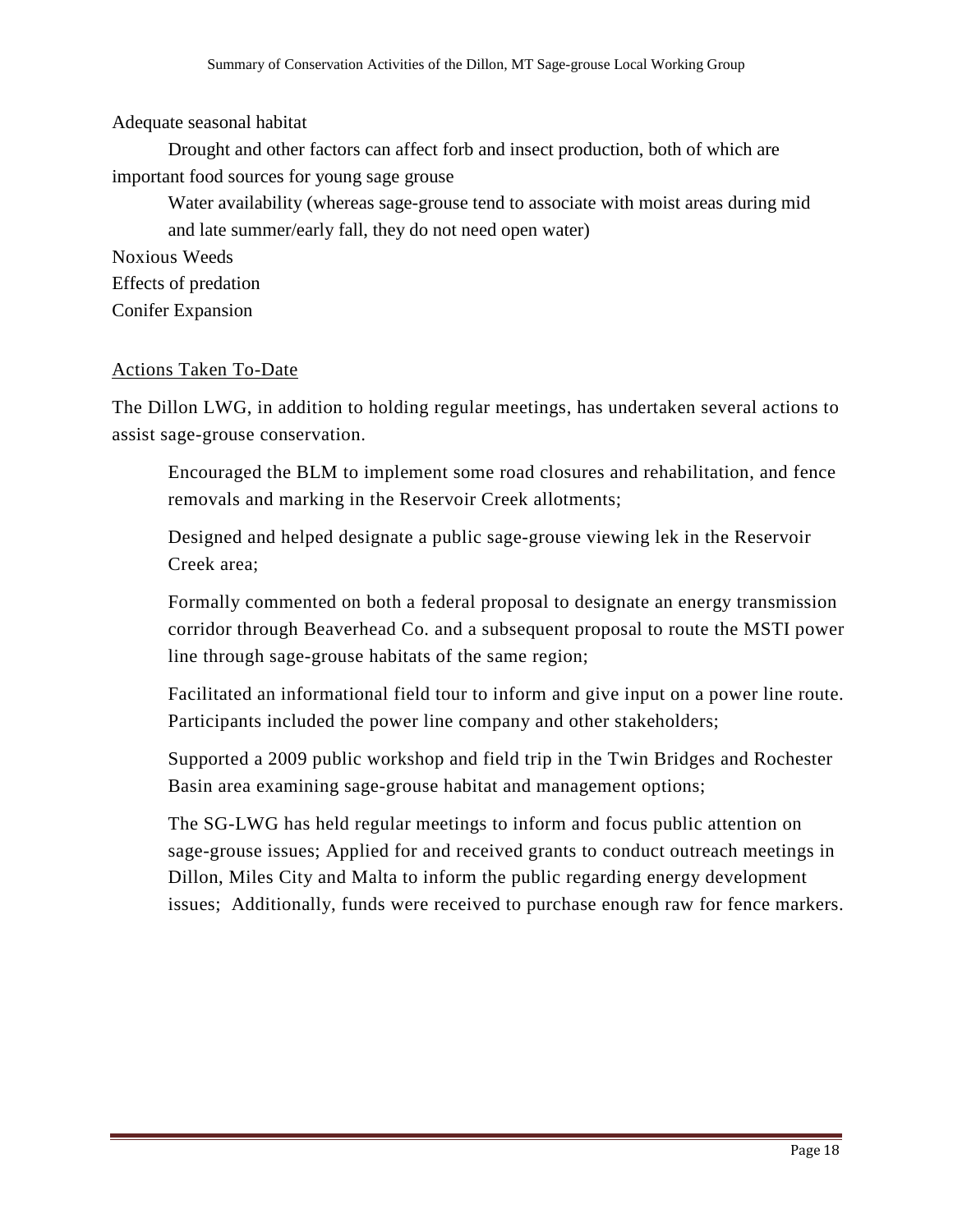Adequate seasonal habitat

Drought and other factors can affect forb and insect production, both of which are important food sources for young sage grouse

Water availability (whereas sage-grouse tend to associate with moist areas during mid and late summer/early fall, they do not need open water)

Noxious Weeds

Effects of predation

Conifer Expansion

<u>Actions Taken To-Date</u>

The Dillon LWG, in addition to holding regular meetings, has undertaken several actions to assist sage-grouse conservation.

Encouraged the BLM to implement some road closures and rehabilitation, and fence removals and marking in the Reservoir Creek allotments;

Designed and helped designate a public sage-grouse viewing lek in the Reservoir Creek area;

Formally commented on both a federal proposal to designate an energy transmission corridor through Beaverhead Co. and a subsequent proposal to route the MSTI power line through sage-grouse habitats of the same region;

Facilitated an informational field tour to inform and give input on a power line route. Participants included the power line company and other stakeholders;

Supported a 2009 public workshop and field trip in the Twin Bridges and Rochester Basin area examining sage-grouse habitat and management options;

The SG-LWG has held regular meetings to inform and focus public attention on sage-grouse issues; Applied for and received grants to conduct outreach meetings in Dillon, Miles City and Malta to inform the public regarding energy development issues; Additionally, funds were received to purchase enough raw for fence markers.